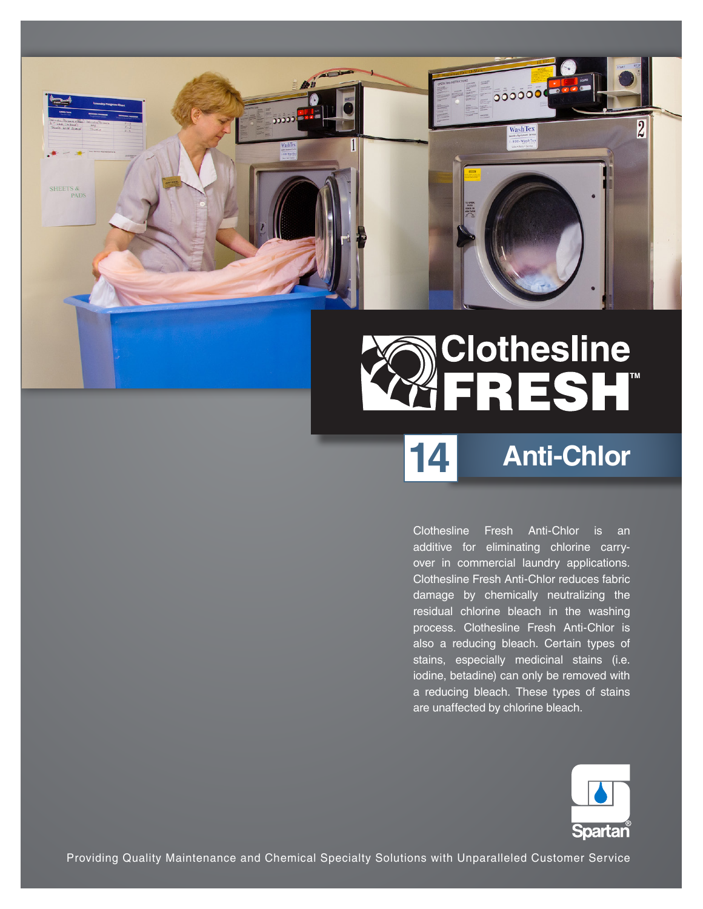# Clothesline FRESH™

## 14 Anti-Chlor

Clothesline Fresh Anti-Chlor is an additive for eliminating chlorine carry-over in commercial laundry applications. Clothesline Fresh Anti-Chlor reduces fabric damage by chemically neutralizing the residual chlorine bleach in the washing process. Clothesline Fresh Anti-Chlor is also a reducing bleach. Certain types of stains, especially medicinal stains (i.e. iodine, betadine) can only be removed with a reducing bleach. These types of stains are unaffected by chlorine bleach.

Spartan®

Providing Quality Maintenance and Chemical Specialty Solutions with Unparalleled Customer Service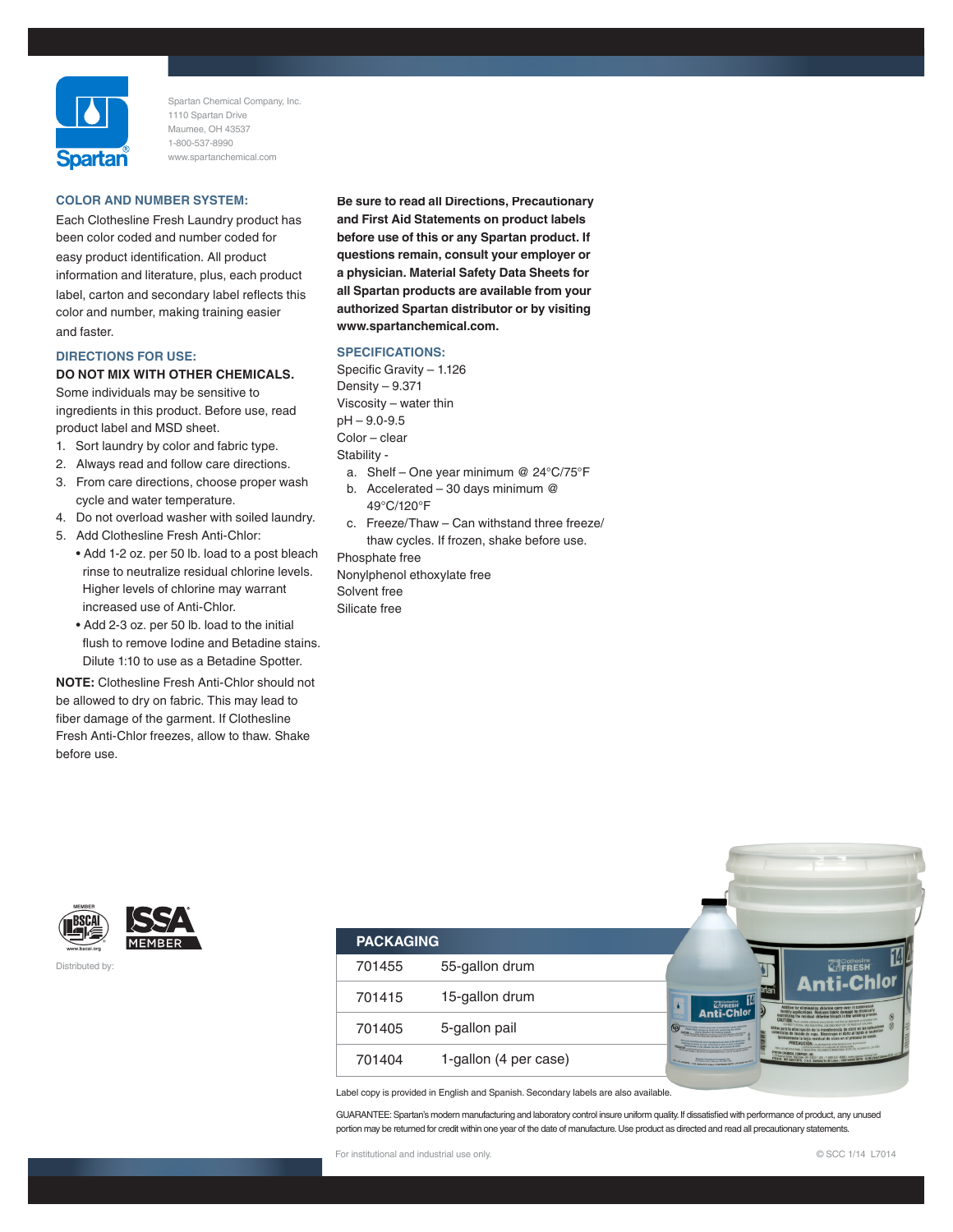Spartan Chemical Company, Inc.
1110 Spartan Drive
Maumee, OH 43537
1-800-537-8990
www.spartanchemical.com

### COLOR AND NUMBER SYSTEM:

Each Clothesline Fresh Laundry product has been color coded and number coded for easy product identification. All product information and literature, plus, each product label, carton and secondary label reflects this color and number, making training easier and faster.

### DIRECTIONS FOR USE:

**DO NOT MIX WITH OTHER CHEMICALS.**

Some individuals may be sensitive to ingredients in this product. Before use, read product label and MSD sheet.

1. Sort laundry by color and fabric type.
2. Always read and follow care directions.
3. From care directions, choose proper wash cycle and water temperature.
4. Do not overload washer with soiled laundry.
5. Add Clothesline Fresh Anti-Chlor:
   - Add 1-2 oz. per 50 lb. load to a post bleach rinse to neutralize residual chlorine levels. Higher levels of chlorine may warrant increased use of Anti-Chlor.
   - Add 2-3 oz. per 50 lb. load to the initial flush to remove Iodine and Betadine stains. Dilute 1:10 to use as a Betadine Spotter.

**NOTE:** Clothesline Fresh Anti-Chlor should not be allowed to dry on fabric. This may lead to fiber damage of the garment. If Clothesline Fresh Anti-Chlor freezes, allow to thaw. Shake before use.

**Be sure to read all Directions, Precautionary and First Aid Statements on product labels before use of this or any Spartan product. If questions remain, consult your employer or a physician. Material Safety Data Sheets for all Spartan products are available from your authorized Spartan distributor or by visiting www.spartanchemical.com.**

### SPECIFICATIONS:

Specific Gravity – 1.126
Density – 9.371
Viscosity – water thin
pH – 9.0-9.5
Color – clear
Stability -

a. Shelf – One year minimum @ 24°C/75°F
b. Accelerated – 30 days minimum @ 49°C/120°F
c. Freeze/Thaw – Can withstand three freeze/thaw cycles. If frozen, shake before use.

Phosphate free
Nonylphenol ethoxylate free
Solvent free
Silicate free

Distributed by:

| PACKAGING | |
|---|---|
| 701455 | 55-gallon drum |
| 701415 | 15-gallon drum |
| 701405 | 5-gallon pail |
| 701404 | 1-gallon (4 per case) |

Label copy is provided in English and Spanish. Secondary labels are also available.

GUARANTEE: Spartan's modern manufacturing and laboratory control insure uniform quality. If dissatisfied with performance of product, any unused portion may be returned for credit within one year of the date of manufacture. Use product as directed and read all precautionary statements.

For institutional and industrial use only.

© SCC 1/14 L7014